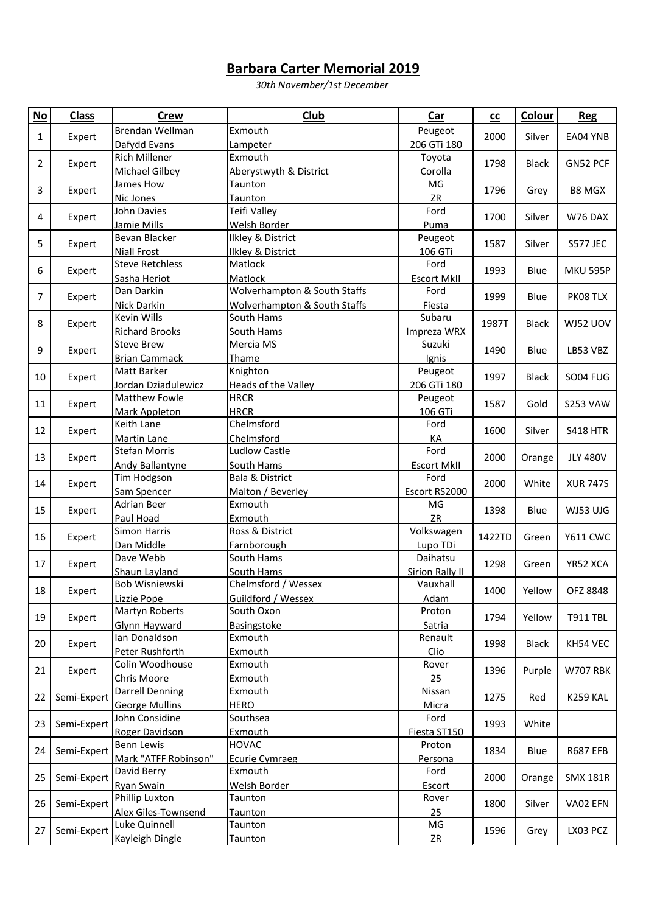# Barbara Carter Memorial 2019

*30th November/1st December*

| No | Class | Crew | Club | Car | cc | Colour | Reg |
|---|---|---|---|---|---|---|---|
| 1 | Expert | Brendan Wellman<br>Dafydd Evans | Exmouth<br>Lampeter | Peugeot<br>206 GTi 180 | 2000 | Silver | EA04 YNB |
| 2 | Expert | Rich Millener<br>Michael Gilbey | Exmouth<br>Aberystwyth & District | Toyota<br>Corolla | 1798 | Black | GN52 PCF |
| 3 | Expert | James How<br>Nic Jones | Taunton<br>Taunton | MG<br>ZR | 1796 | Grey | B8 MGX |
| 4 | Expert | John Davies<br>Jamie Mills | Teifi Valley<br>Welsh Border | Ford<br>Puma | 1700 | Silver | W76 DAX |
| 5 | Expert | Bevan Blacker<br>Niall Frost | Ilkley & District<br>Ilkley & District | Peugeot<br>106 GTi | 1587 | Silver | S577 JEC |
| 6 | Expert | Steve Retchless<br>Sasha Heriot | Matlock<br>Matlock | Ford<br>Escort MkII | 1993 | Blue | MKU 595P |
| 7 | Expert | Dan Darkin<br>Nick Darkin | Wolverhampton & South Staffs<br>Wolverhampton & South Staffs | Ford<br>Fiesta | 1999 | Blue | PK08 TLX |
| 8 | Expert | Kevin Wills<br>Richard Brooks | South Hams<br>South Hams | Subaru<br>Impreza WRX | 1987T | Black | WJ52 UOV |
| 9 | Expert | Steve Brew<br>Brian Cammack | Mercia MS<br>Thame | Suzuki<br>Ignis | 1490 | Blue | LB53 VBZ |
| 10 | Expert | Matt Barker<br>Jordan Dziadulewicz | Knighton<br>Heads of the Valley | Peugeot<br>206 GTi 180 | 1997 | Black | SO04 FUG |
| 11 | Expert | Matthew Fowle<br>Mark Appleton | HRCR<br>HRCR | Peugeot<br>106 GTi | 1587 | Gold | S253 VAW |
| 12 | Expert | Keith Lane<br>Martin Lane | Chelmsford<br>Chelmsford | Ford<br>KA | 1600 | Silver | S418 HTR |
| 13 | Expert | Stefan Morris<br>Andy Ballantyne | Ludlow Castle<br>South Hams | Ford<br>Escort MkII | 2000 | Orange | JLY 480V |
| 14 | Expert | Tim Hodgson<br>Sam Spencer | Bala & District<br>Malton / Beverley | Ford<br>Escort RS2000 | 2000 | White | XUR 747S |
| 15 | Expert | Adrian Beer<br>Paul Hoad | Exmouth<br>Exmouth | MG<br>ZR | 1398 | Blue | WJ53 UJG |
| 16 | Expert | Simon Harris<br>Dan Middle | Ross & District<br>Farnborough | Volkswagen<br>Lupo TDi | 1422TD | Green | Y611 CWC |
| 17 | Expert | Dave Webb<br>Shaun Layland | South Hams<br>South Hams | Daihatsu<br>Sirion Rally II | 1298 | Green | YR52 XCA |
| 18 | Expert | Bob Wisniewski<br>Lizzie Pope | Chelmsford / Wessex<br>Guildford / Wessex | Vauxhall<br>Adam | 1400 | Yellow | OFZ 8848 |
| 19 | Expert | Martyn Roberts<br>Glynn Hayward | South Oxon<br>Basingstoke | Proton<br>Satria | 1794 | Yellow | T911 TBL |
| 20 | Expert | Ian Donaldson<br>Peter Rushforth | Exmouth<br>Exmouth | Renault<br>Clio | 1998 | Black | KH54 VEC |
| 21 | Expert | Colin Woodhouse<br>Chris Moore | Exmouth<br>Exmouth | Rover<br>25 | 1396 | Purple | W707 RBK |
| 22 | Semi-Expert | Darrell Denning<br>George Mullins | Exmouth<br>HERO | Nissan<br>Micra | 1275 | Red | K259 KAL |
| 23 | Semi-Expert | John Considine<br>Roger Davidson | Southsea<br>Exmouth | Ford<br>Fiesta ST150 | 1993 | White | |
| 24 | Semi-Expert | Benn Lewis<br>Mark "ATFF Robinson" | HOVAC<br>Ecurie Cymraeg | Proton<br>Persona | 1834 | Blue | R687 EFB |
| 25 | Semi-Expert | David Berry<br>Ryan Swain | Exmouth<br>Welsh Border | Ford<br>Escort | 2000 | Orange | SMX 181R |
| 26 | Semi-Expert | Phillip Luxton<br>Alex Giles-Townsend | Taunton<br>Taunton | Rover<br>25 | 1800 | Silver | VA02 EFN |
| 27 | Semi-Expert | Luke Quinnell<br>Kayleigh Dingle | Taunton<br>Taunton | MG<br>ZR | 1596 | Grey | LX03 PCZ |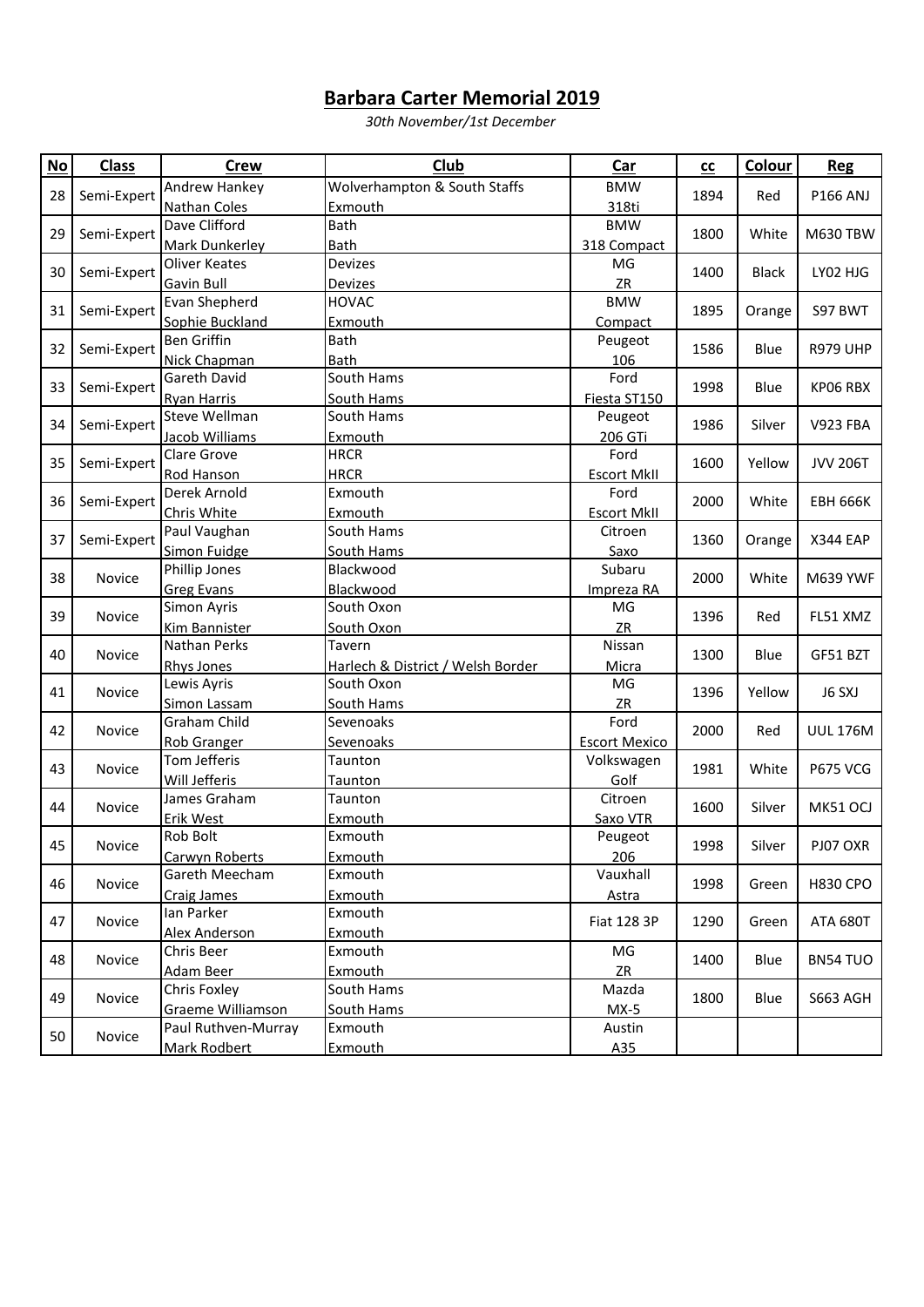## Barbara Carter Memorial 2019

*30th November/1st December*

| No | Class | Crew | Club | Car | cc | Colour | Reg |
|---|---|---|---|---|---|---|---|
| 28 | Semi-Expert | Andrew Hankey<br>Nathan Coles | Wolverhampton & South Staffs<br>Exmouth | BMW<br>318ti | 1894 | Red | P166 ANJ |
| 29 | Semi-Expert | Dave Clifford<br>Mark Dunkerley | Bath<br>Bath | BMW<br>318 Compact | 1800 | White | M630 TBW |
| 30 | Semi-Expert | Oliver Keates<br>Gavin Bull | Devizes<br>Devizes | MG<br>ZR | 1400 | Black | LY02 HJG |
| 31 | Semi-Expert | Evan Shepherd<br>Sophie Buckland | HOVAC<br>Exmouth | BMW<br>Compact | 1895 | Orange | S97 BWT |
| 32 | Semi-Expert | Ben Griffin<br>Nick Chapman | Bath<br>Bath | Peugeot<br>106 | 1586 | Blue | R979 UHP |
| 33 | Semi-Expert | Gareth David<br>Ryan Harris | South Hams<br>South Hams | Ford<br>Fiesta ST150 | 1998 | Blue | KP06 RBX |
| 34 | Semi-Expert | Steve Wellman<br>Jacob Williams | South Hams<br>Exmouth | Peugeot<br>206 GTi | 1986 | Silver | V923 FBA |
| 35 | Semi-Expert | Clare Grove<br>Rod Hanson | HRCR<br>HRCR | Ford<br>Escort MkII | 1600 | Yellow | JVV 206T |
| 36 | Semi-Expert | Derek Arnold<br>Chris White | Exmouth<br>Exmouth | Ford<br>Escort MkII | 2000 | White | EBH 666K |
| 37 | Semi-Expert | Paul Vaughan<br>Simon Fuidge | South Hams<br>South Hams | Citroen<br>Saxo | 1360 | Orange | X344 EAP |
| 38 | Novice | Phillip Jones<br>Greg Evans | Blackwood<br>Blackwood | Subaru<br>Impreza RA | 2000 | White | M639 YWF |
| 39 | Novice | Simon Ayris<br>Kim Bannister | South Oxon<br>South Oxon | MG<br>ZR | 1396 | Red | FL51 XMZ |
| 40 | Novice | Nathan Perks<br>Rhys Jones | Tavern<br>Harlech & District / Welsh Border | Nissan<br>Micra | 1300 | Blue | GF51 BZT |
| 41 | Novice | Lewis Ayris<br>Simon Lassam | South Oxon<br>South Hams | MG<br>ZR | 1396 | Yellow | J6 SXJ |
| 42 | Novice | Graham Child<br>Rob Granger | Sevenoaks<br>Sevenoaks | Ford<br>Escort Mexico | 2000 | Red | UUL 176M |
| 43 | Novice | Tom Jefferis<br>Will Jefferis | Taunton<br>Taunton | Volkswagen<br>Golf | 1981 | White | P675 VCG |
| 44 | Novice | James Graham<br>Erik West | Taunton<br>Exmouth | Citroen<br>Saxo VTR | 1600 | Silver | MK51 OCJ |
| 45 | Novice | Rob Bolt<br>Carwyn Roberts | Exmouth<br>Exmouth | Peugeot<br>206 | 1998 | Silver | PJ07 OXR |
| 46 | Novice | Gareth Meecham<br>Craig James | Exmouth<br>Exmouth | Vauxhall<br>Astra | 1998 | Green | H830 CPO |
| 47 | Novice | Ian Parker<br>Alex Anderson | Exmouth<br>Exmouth | Fiat 128 3P | 1290 | Green | ATA 680T |
| 48 | Novice | Chris Beer<br>Adam Beer | Exmouth<br>Exmouth | MG<br>ZR | 1400 | Blue | BN54 TUO |
| 49 | Novice | Chris Foxley<br>Graeme Williamson | South Hams<br>South Hams | Mazda<br>MX-5 | 1800 | Blue | S663 AGH |
| 50 | Novice | Paul Ruthven-Murray<br>Mark Rodbert | Exmouth<br>Exmouth | Austin<br>A35 | | | |